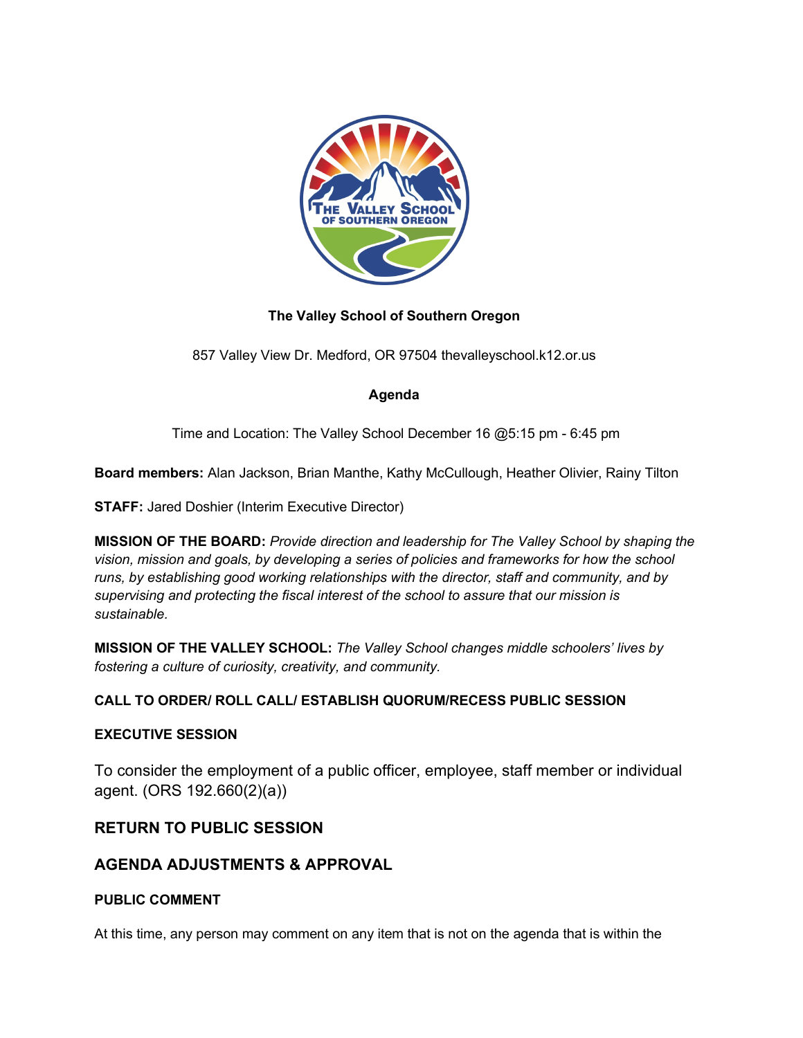**The Valley School of Southern Oregon**

857 Valley View Dr. Medford, OR 97504 thevalleyschool.k12.or.us

**Agenda**

Time and Location: The Valley School December 16 @5:15 pm - 6:45 pm

**Board members:** Alan Jackson, Brian Manthe, Kathy McCullough, Heather Olivier, Rainy Tilton

**STAFF:** Jared Doshier (Interim Executive Director)

**MISSION OF THE BOARD:** *Provide direction and leadership for The Valley School by shaping the vision, mission and goals, by developing a series of policies and frameworks for how the school runs, by establishing good working relationships with the director, staff and community, and by supervising and protecting the fiscal interest of the school to assure that our mission is sustainable.*

**MISSION OF THE VALLEY SCHOOL:** *The Valley School changes middle schoolers' lives by fostering a culture of curiosity, creativity, and community.*

**CALL TO ORDER/ ROLL CALL/ ESTABLISH QUORUM/RECESS PUBLIC SESSION**

**EXECUTIVE SESSION**

To consider the employment of a public officer, employee, staff member or individual agent. (ORS 192.660(2)(a))

## RETURN TO PUBLIC SESSION

## AGENDA ADJUSTMENTS & APPROVAL

**PUBLIC COMMENT**

At this time, any person may comment on any item that is not on the agenda that is within the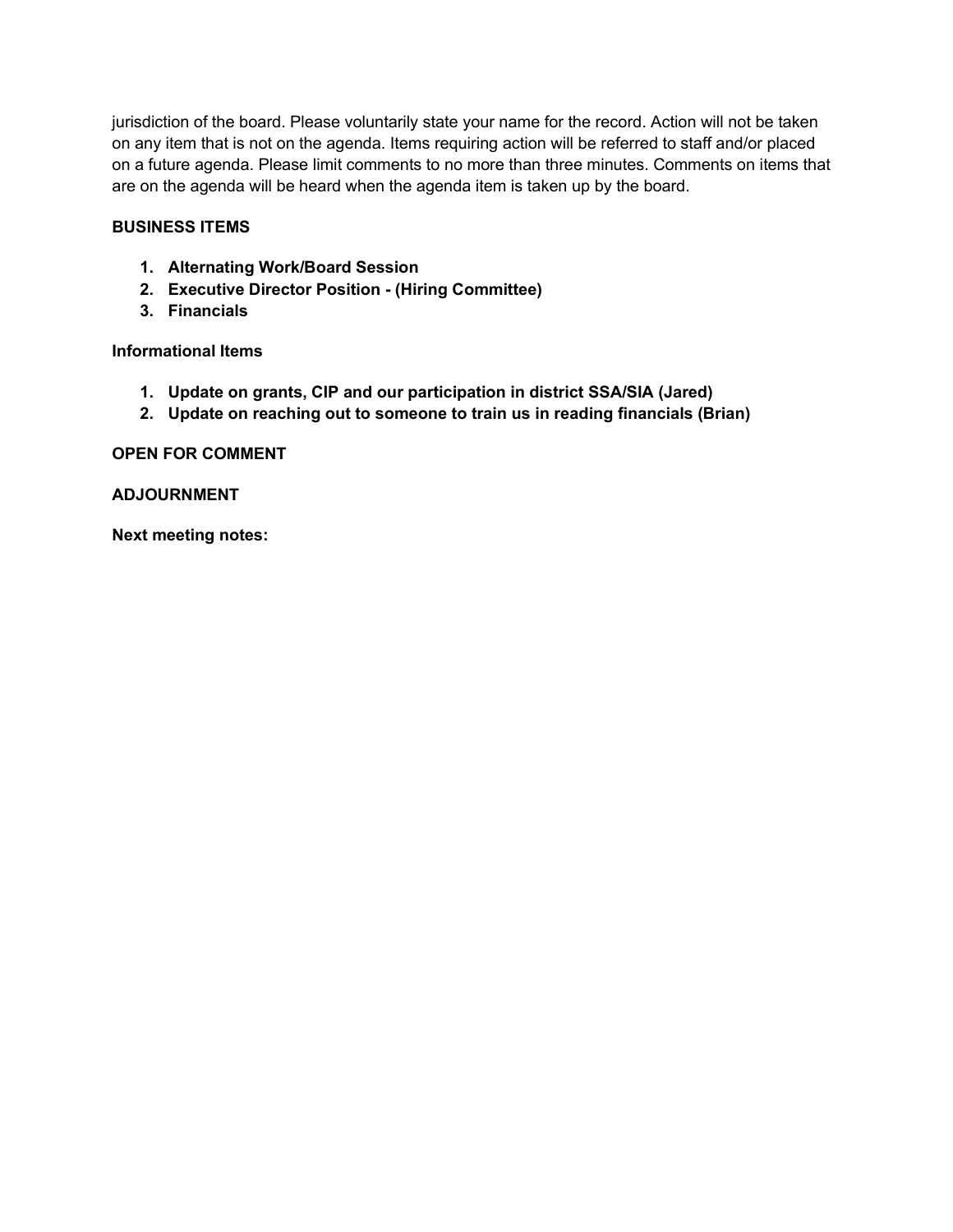jurisdiction of the board. Please voluntarily state your name for the record. Action will not be taken on any item that is not on the agenda. Items requiring action will be referred to staff and/or placed on a future agenda. Please limit comments to no more than three minutes. Comments on items that are on the agenda will be heard when the agenda item is taken up by the board.

**BUSINESS ITEMS**

1. **Alternating Work/Board Session**
2. **Executive Director Position - (Hiring Committee)**
3. **Financials**

**Informational Items**

1. **Update on grants, CIP and our participation in district SSA/SIA (Jared)**
2. **Update on reaching out to someone to train us in reading financials (Brian)**

**OPEN FOR COMMENT**

**ADJOURNMENT**

**Next meeting notes:**